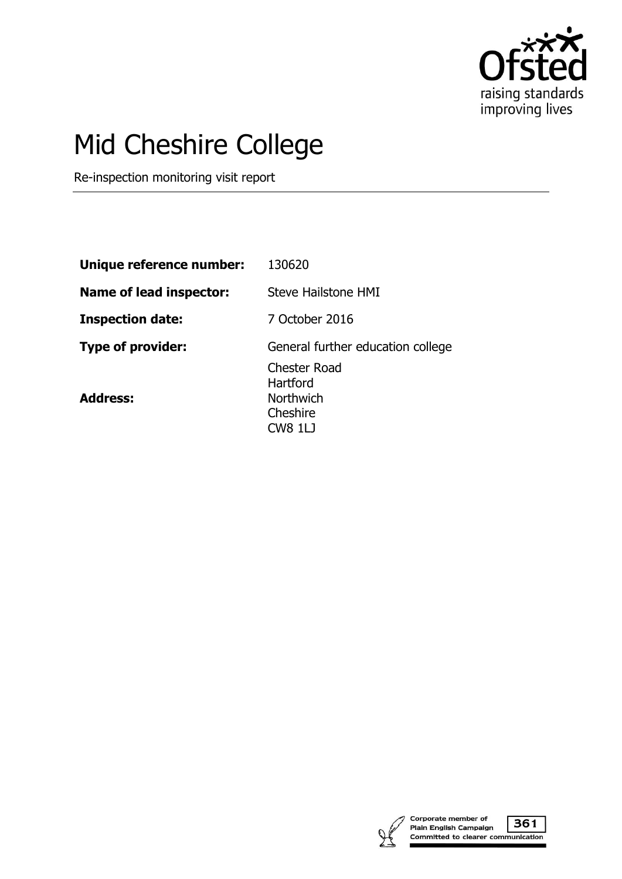# Mid Cheshire College

Re-inspection monitoring visit report

| | |
|---|---|
| **Unique reference number:** | 130620 |
| **Name of lead inspector:** | Steve Hailstone HMI |
| **Inspection date:** | 7 October 2016 |
| **Type of provider:** | General further education college |
| **Address:** | Chester Road<br>Hartford<br>Northwich<br>Cheshire<br>CW8 1LJ |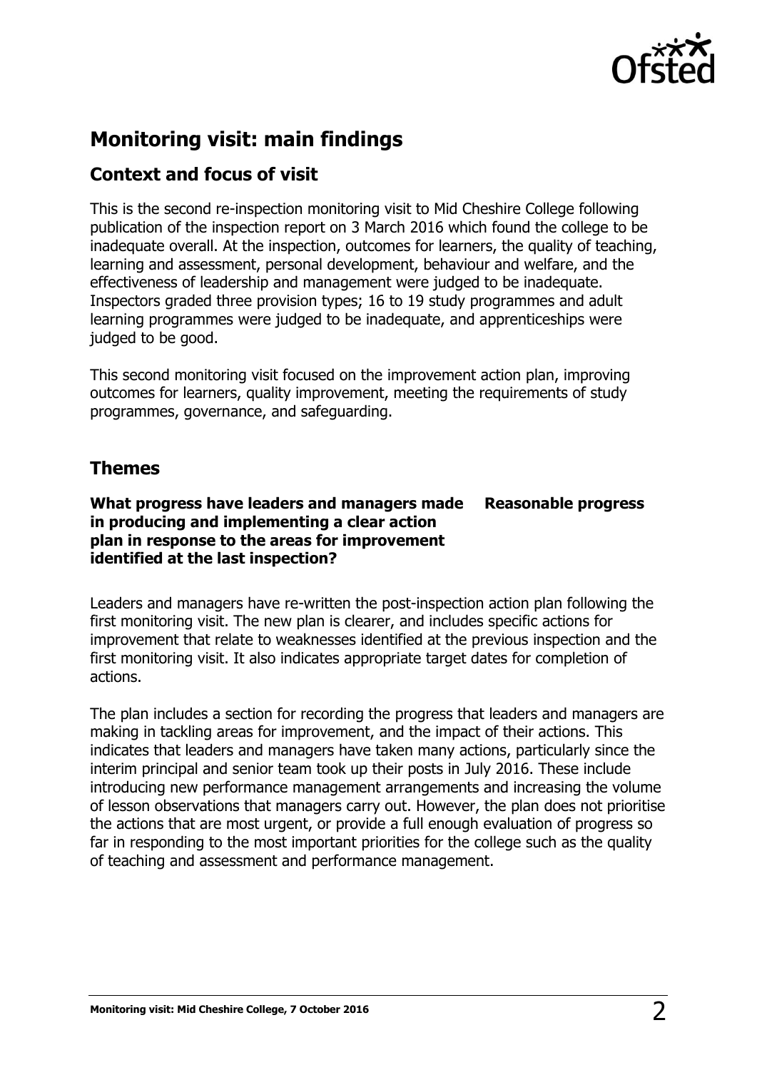## Monitoring visit: main findings

### Context and focus of visit

This is the second re-inspection monitoring visit to Mid Cheshire College following publication of the inspection report on 3 March 2016 which found the college to be inadequate overall. At the inspection, outcomes for learners, the quality of teaching, learning and assessment, personal development, behaviour and welfare, and the effectiveness of leadership and management were judged to be inadequate. Inspectors graded three provision types; 16 to 19 study programmes and adult learning programmes were judged to be inadequate, and apprenticeships were judged to be good.

This second monitoring visit focused on the improvement action plan, improving outcomes for learners, quality improvement, meeting the requirements of study programmes, governance, and safeguarding.

### Themes

**What progress have leaders and managers made in producing and implementing a clear action plan in response to the areas for improvement identified at the last inspection?** **Reasonable progress**

Leaders and managers have re-written the post-inspection action plan following the first monitoring visit. The new plan is clearer, and includes specific actions for improvement that relate to weaknesses identified at the previous inspection and the first monitoring visit. It also indicates appropriate target dates for completion of actions.

The plan includes a section for recording the progress that leaders and managers are making in tackling areas for improvement, and the impact of their actions. This indicates that leaders and managers have taken many actions, particularly since the interim principal and senior team took up their posts in July 2016. These include introducing new performance management arrangements and increasing the volume of lesson observations that managers carry out. However, the plan does not prioritise the actions that are most urgent, or provide a full enough evaluation of progress so far in responding to the most important priorities for the college such as the quality of teaching and assessment and performance management.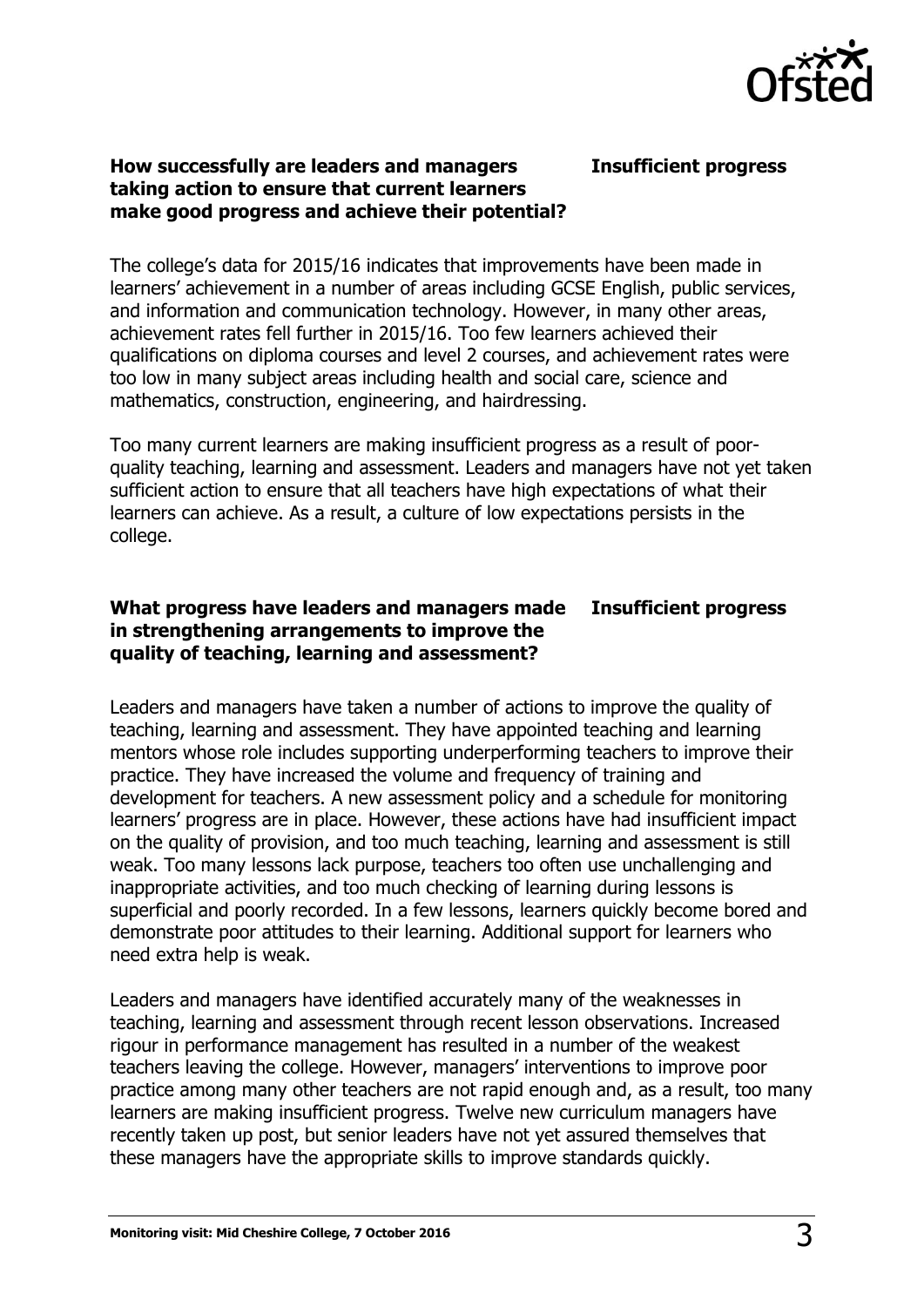**How successfully are leaders and managers taking action to ensure that current learners make good progress and achieve their potential?** **Insufficient progress**

The college's data for 2015/16 indicates that improvements have been made in learners' achievement in a number of areas including GCSE English, public services, and information and communication technology. However, in many other areas, achievement rates fell further in 2015/16. Too few learners achieved their qualifications on diploma courses and level 2 courses, and achievement rates were too low in many subject areas including health and social care, science and mathematics, construction, engineering, and hairdressing.

Too many current learners are making insufficient progress as a result of poor-quality teaching, learning and assessment. Leaders and managers have not yet taken sufficient action to ensure that all teachers have high expectations of what their learners can achieve. As a result, a culture of low expectations persists in the college.

**What progress have leaders and managers made in strengthening arrangements to improve the quality of teaching, learning and assessment?** **Insufficient progress**

Leaders and managers have taken a number of actions to improve the quality of teaching, learning and assessment. They have appointed teaching and learning mentors whose role includes supporting underperforming teachers to improve their practice. They have increased the volume and frequency of training and development for teachers. A new assessment policy and a schedule for monitoring learners' progress are in place. However, these actions have had insufficient impact on the quality of provision, and too much teaching, learning and assessment is still weak. Too many lessons lack purpose, teachers too often use unchallenging and inappropriate activities, and too much checking of learning during lessons is superficial and poorly recorded. In a few lessons, learners quickly become bored and demonstrate poor attitudes to their learning. Additional support for learners who need extra help is weak.

Leaders and managers have identified accurately many of the weaknesses in teaching, learning and assessment through recent lesson observations. Increased rigour in performance management has resulted in a number of the weakest teachers leaving the college. However, managers' interventions to improve poor practice among many other teachers are not rapid enough and, as a result, too many learners are making insufficient progress. Twelve new curriculum managers have recently taken up post, but senior leaders have not yet assured themselves that these managers have the appropriate skills to improve standards quickly.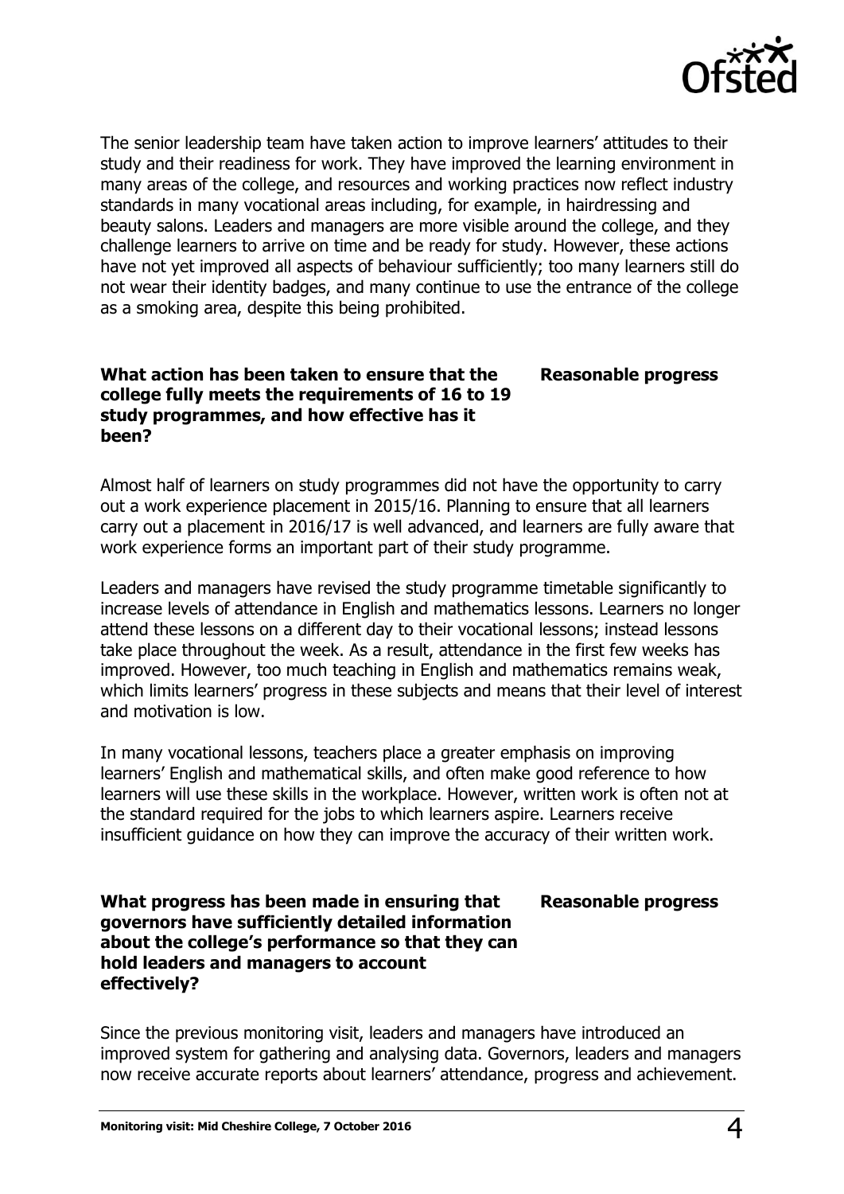The senior leadership team have taken action to improve learners' attitudes to their study and their readiness for work. They have improved the learning environment in many areas of the college, and resources and working practices now reflect industry standards in many vocational areas including, for example, in hairdressing and beauty salons. Leaders and managers are more visible around the college, and they challenge learners to arrive on time and be ready for study. However, these actions have not yet improved all aspects of behaviour sufficiently; too many learners still do not wear their identity badges, and many continue to use the entrance of the college as a smoking area, despite this being prohibited.

**What action has been taken to ensure that the college fully meets the requirements of 16 to 19 study programmes, and how effective has it been?** **Reasonable progress**

Almost half of learners on study programmes did not have the opportunity to carry out a work experience placement in 2015/16. Planning to ensure that all learners carry out a placement in 2016/17 is well advanced, and learners are fully aware that work experience forms an important part of their study programme.

Leaders and managers have revised the study programme timetable significantly to increase levels of attendance in English and mathematics lessons. Learners no longer attend these lessons on a different day to their vocational lessons; instead lessons take place throughout the week. As a result, attendance in the first few weeks has improved. However, too much teaching in English and mathematics remains weak, which limits learners' progress in these subjects and means that their level of interest and motivation is low.

In many vocational lessons, teachers place a greater emphasis on improving learners' English and mathematical skills, and often make good reference to how learners will use these skills in the workplace. However, written work is often not at the standard required for the jobs to which learners aspire. Learners receive insufficient guidance on how they can improve the accuracy of their written work.

**What progress has been made in ensuring that governors have sufficiently detailed information about the college's performance so that they can hold leaders and managers to account effectively?** **Reasonable progress**

Since the previous monitoring visit, leaders and managers have introduced an improved system for gathering and analysing data. Governors, leaders and managers now receive accurate reports about learners' attendance, progress and achievement.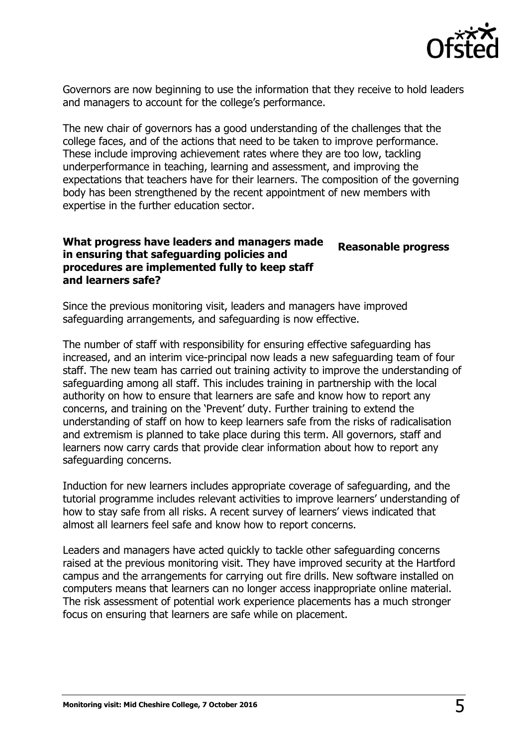Governors are now beginning to use the information that they receive to hold leaders and managers to account for the college's performance.

The new chair of governors has a good understanding of the challenges that the college faces, and of the actions that need to be taken to improve performance. These include improving achievement rates where they are too low, tackling underperformance in teaching, learning and assessment, and improving the expectations that teachers have for their learners. The composition of the governing body has been strengthened by the recent appointment of new members with expertise in the further education sector.

| **What progress have leaders and managers made in ensuring that safeguarding policies and procedures are implemented fully to keep staff and learners safe?** | **Reasonable progress** |
| --- | --- |

Since the previous monitoring visit, leaders and managers have improved safeguarding arrangements, and safeguarding is now effective.

The number of staff with responsibility for ensuring effective safeguarding has increased, and an interim vice-principal now leads a new safeguarding team of four staff. The new team has carried out training activity to improve the understanding of safeguarding among all staff. This includes training in partnership with the local authority on how to ensure that learners are safe and know how to report any concerns, and training on the 'Prevent' duty. Further training to extend the understanding of staff on how to keep learners safe from the risks of radicalisation and extremism is planned to take place during this term. All governors, staff and learners now carry cards that provide clear information about how to report any safeguarding concerns.

Induction for new learners includes appropriate coverage of safeguarding, and the tutorial programme includes relevant activities to improve learners' understanding of how to stay safe from all risks. A recent survey of learners' views indicated that almost all learners feel safe and know how to report concerns.

Leaders and managers have acted quickly to tackle other safeguarding concerns raised at the previous monitoring visit. They have improved security at the Hartford campus and the arrangements for carrying out fire drills. New software installed on computers means that learners can no longer access inappropriate online material. The risk assessment of potential work experience placements has a much stronger focus on ensuring that learners are safe while on placement.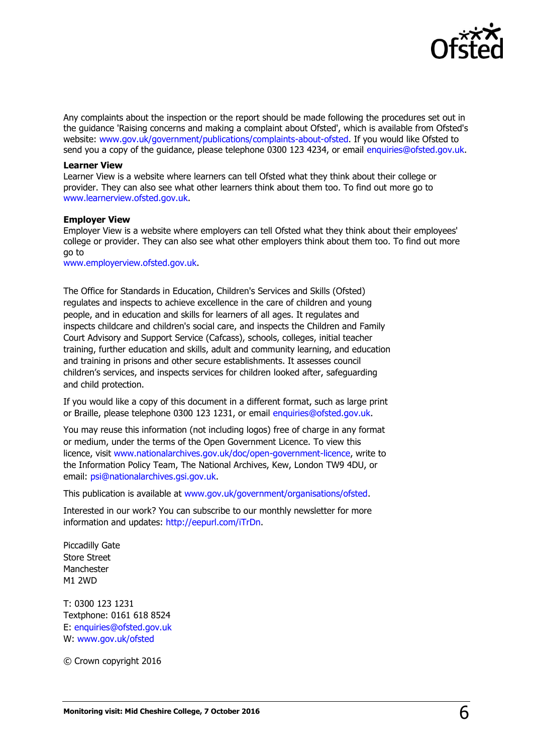Any complaints about the inspection or the report should be made following the procedures set out in the guidance 'Raising concerns and making a complaint about Ofsted', which is available from Ofsted's website: www.gov.uk/government/publications/complaints-about-ofsted. If you would like Ofsted to send you a copy of the guidance, please telephone 0300 123 4234, or email enquiries@ofsted.gov.uk.

**Learner View**

Learner View is a website where learners can tell Ofsted what they think about their college or provider. They can also see what other learners think about them too. To find out more go to www.learnerview.ofsted.gov.uk.

**Employer View**

Employer View is a website where employers can tell Ofsted what they think about their employees' college or provider. They can also see what other employers think about them too. To find out more go to
www.employerview.ofsted.gov.uk.

The Office for Standards in Education, Children's Services and Skills (Ofsted) regulates and inspects to achieve excellence in the care of children and young people, and in education and skills for learners of all ages. It regulates and inspects childcare and children's social care, and inspects the Children and Family Court Advisory and Support Service (Cafcass), schools, colleges, initial teacher training, further education and skills, adult and community learning, and education and training in prisons and other secure establishments. It assesses council children's services, and inspects services for children looked after, safeguarding and child protection.

If you would like a copy of this document in a different format, such as large print or Braille, please telephone 0300 123 1231, or email enquiries@ofsted.gov.uk.

You may reuse this information (not including logos) free of charge in any format or medium, under the terms of the Open Government Licence. To view this licence, visit www.nationalarchives.gov.uk/doc/open-government-licence, write to the Information Policy Team, The National Archives, Kew, London TW9 4DU, or email: psi@nationalarchives.gsi.gov.uk.

This publication is available at www.gov.uk/government/organisations/ofsted.

Interested in our work? You can subscribe to our monthly newsletter for more information and updates: http://eepurl.com/iTrDn.

Piccadilly Gate
Store Street
Manchester
M1 2WD

T: 0300 123 1231
Textphone: 0161 618 8524
E: enquiries@ofsted.gov.uk
W: www.gov.uk/ofsted

© Crown copyright 2016